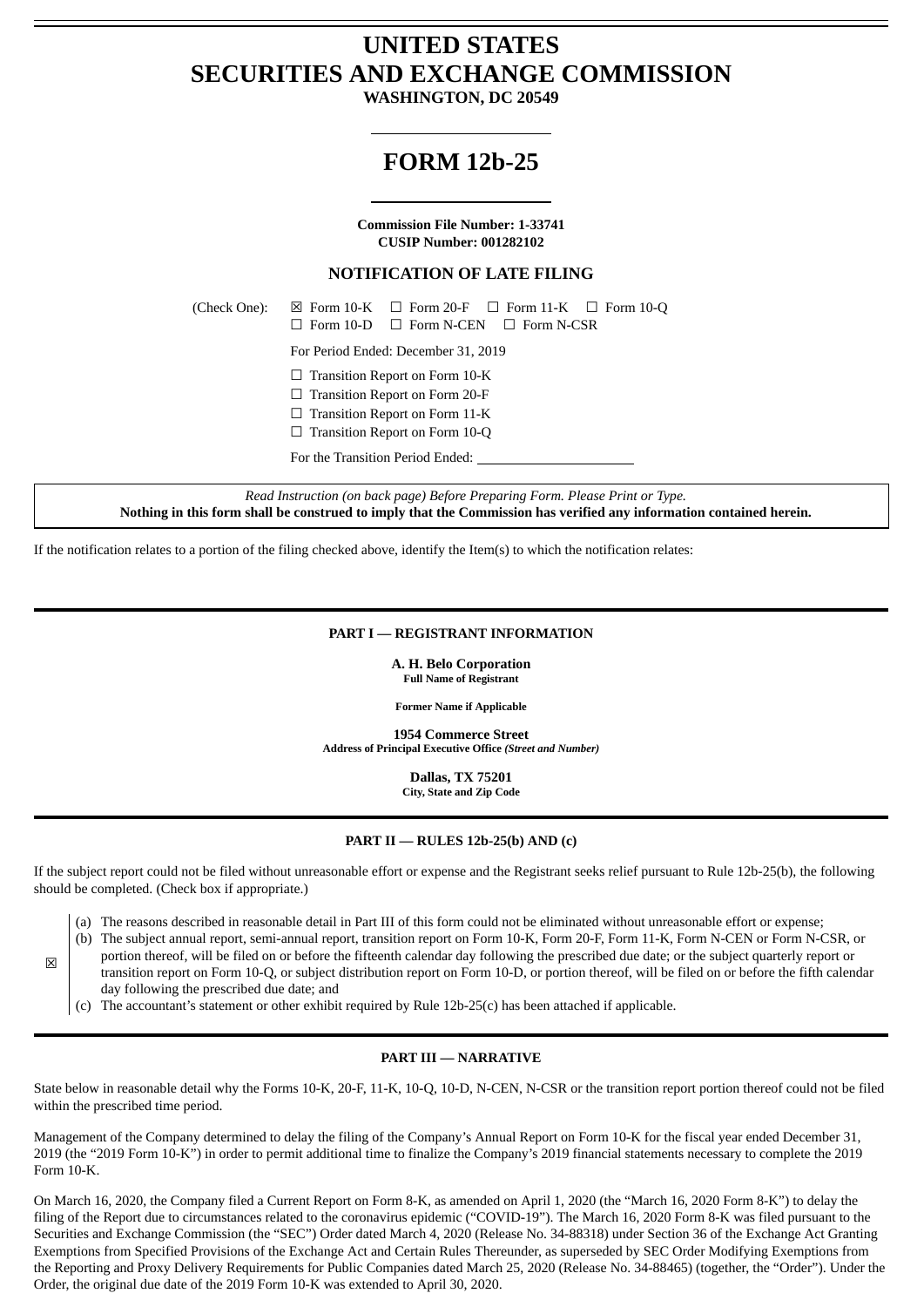# UNITED STATES
# SECURITIES AND EXCHANGE COMMISSION

**WASHINGTON, DC 20549**

# FORM 12b-25

**Commission File Number: 1-33741**
**CUSIP Number: 001282102**

## NOTIFICATION OF LATE FILING

(Check One): ☒ Form 10-K ☐ Form 20-F ☐ Form 11-K ☐ Form 10-Q ☐ Form 10-D ☐ Form N-CEN ☐ Form N-CSR

For Period Ended: December 31, 2019

☐ Transition Report on Form 10-K
☐ Transition Report on Form 20-F
☐ Transition Report on Form 11-K
☐ Transition Report on Form 10-Q

For the Transition Period Ended: \_\_\_\_\_\_\_\_\_\_\_\_\_\_\_\_\_\_

*Read Instruction (on back page) Before Preparing Form. Please Print or Type.*
**Nothing in this form shall be construed to imply that the Commission has verified any information contained herein.**

If the notification relates to a portion of the filing checked above, identify the Item(s) to which the notification relates:

### PART I — REGISTRANT INFORMATION

**A. H. Belo Corporation**
**Full Name of Registrant**

**Former Name if Applicable**

**1954 Commerce Street**
**Address of Principal Executive Office *(Street and Number)***

**Dallas, TX 75201**
**City, State and Zip Code**

### PART II — RULES 12b-25(b) AND (c)

If the subject report could not be filed without unreasonable effort or expense and the Registrant seeks relief pursuant to Rule 12b-25(b), the following should be completed. (Check box if appropriate.)

☒

(a) The reasons described in reasonable detail in Part III of this form could not be eliminated without unreasonable effort or expense;

(b) The subject annual report, semi-annual report, transition report on Form 10-K, Form 20-F, Form 11-K, Form N-CEN or Form N-CSR, or portion thereof, will be filed on or before the fifteenth calendar day following the prescribed due date; or the subject quarterly report or transition report on Form 10-Q, or subject distribution report on Form 10-D, or portion thereof, will be filed on or before the fifth calendar day following the prescribed due date; and

(c) The accountant's statement or other exhibit required by Rule 12b-25(c) has been attached if applicable.

### PART III — NARRATIVE

State below in reasonable detail why the Forms 10-K, 20-F, 11-K, 10-Q, 10-D, N-CEN, N-CSR or the transition report portion thereof could not be filed within the prescribed time period.

Management of the Company determined to delay the filing of the Company's Annual Report on Form 10-K for the fiscal year ended December 31, 2019 (the "2019 Form 10-K") in order to permit additional time to finalize the Company's 2019 financial statements necessary to complete the 2019 Form 10-K.

On March 16, 2020, the Company filed a Current Report on Form 8-K, as amended on April 1, 2020 (the "March 16, 2020 Form 8-K") to delay the filing of the Report due to circumstances related to the coronavirus epidemic ("COVID-19"). The March 16, 2020 Form 8-K was filed pursuant to the Securities and Exchange Commission (the "SEC") Order dated March 4, 2020 (Release No. 34-88318) under Section 36 of the Exchange Act Granting Exemptions from Specified Provisions of the Exchange Act and Certain Rules Thereunder, as superseded by SEC Order Modifying Exemptions from the Reporting and Proxy Delivery Requirements for Public Companies dated March 25, 2020 (Release No. 34-88465) (together, the "Order"). Under the Order, the original due date of the 2019 Form 10-K was extended to April 30, 2020.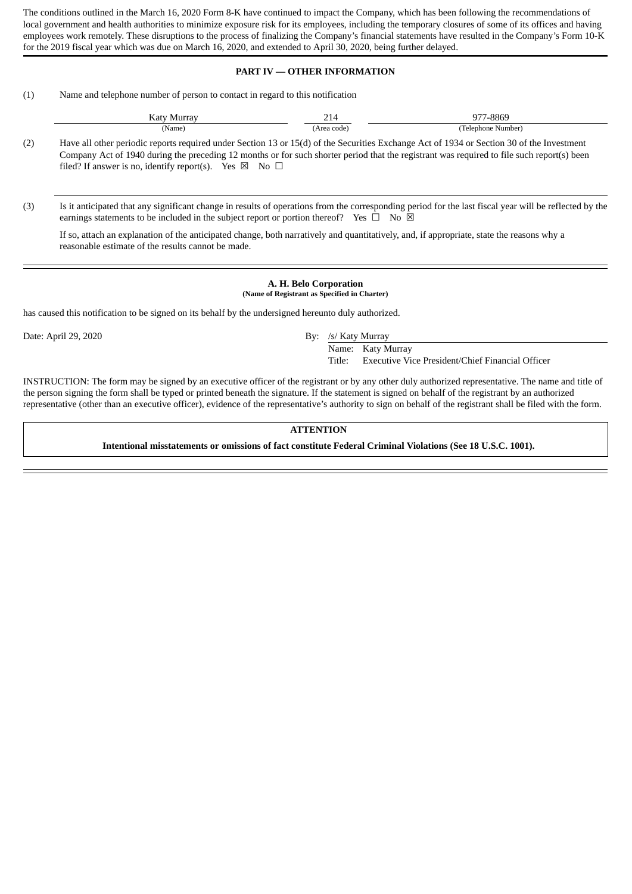The conditions outlined in the March 16, 2020 Form 8-K have continued to impact the Company, which has been following the recommendations of local government and health authorities to minimize exposure risk for its employees, including the temporary closures of some of its offices and having employees work remotely. These disruptions to the process of finalizing the Company's financial statements have resulted in the Company's Form 10-K for the 2019 fiscal year which was due on March 16, 2020, and extended to April 30, 2020, being further delayed.

**PART IV — OTHER INFORMATION**

(1) Name and telephone number of person to contact in regard to this notification

| Katy Murray | 214 | 977-8869 |
|---|---|---|
| (Name) | (Area code) | (Telephone Number) |

(2) Have all other periodic reports required under Section 13 or 15(d) of the Securities Exchange Act of 1934 or Section 30 of the Investment Company Act of 1940 during the preceding 12 months or for such shorter period that the registrant was required to file such report(s) been filed? If answer is no, identify report(s). Yes ☒ No ☐

(3) Is it anticipated that any significant change in results of operations from the corresponding period for the last fiscal year will be reflected by the earnings statements to be included in the subject report or portion thereof? Yes ☐ No ☒

If so, attach an explanation of the anticipated change, both narratively and quantitatively, and, if appropriate, state the reasons why a reasonable estimate of the results cannot be made.

**A. H. Belo Corporation**
**(Name of Registrant as Specified in Charter)**

has caused this notification to be signed on its behalf by the undersigned hereunto duly authorized.

Date: April 29, 2020

By: /s/ Katy Murray
Name: Katy Murray
Title: Executive Vice President/Chief Financial Officer

INSTRUCTION: The form may be signed by an executive officer of the registrant or by any other duly authorized representative. The name and title of the person signing the form shall be typed or printed beneath the signature. If the statement is signed on behalf of the registrant by an authorized representative (other than an executive officer), evidence of the representative's authority to sign on behalf of the registrant shall be filed with the form.

**ATTENTION**

**Intentional misstatements or omissions of fact constitute Federal Criminal Violations (See 18 U.S.C. 1001).**